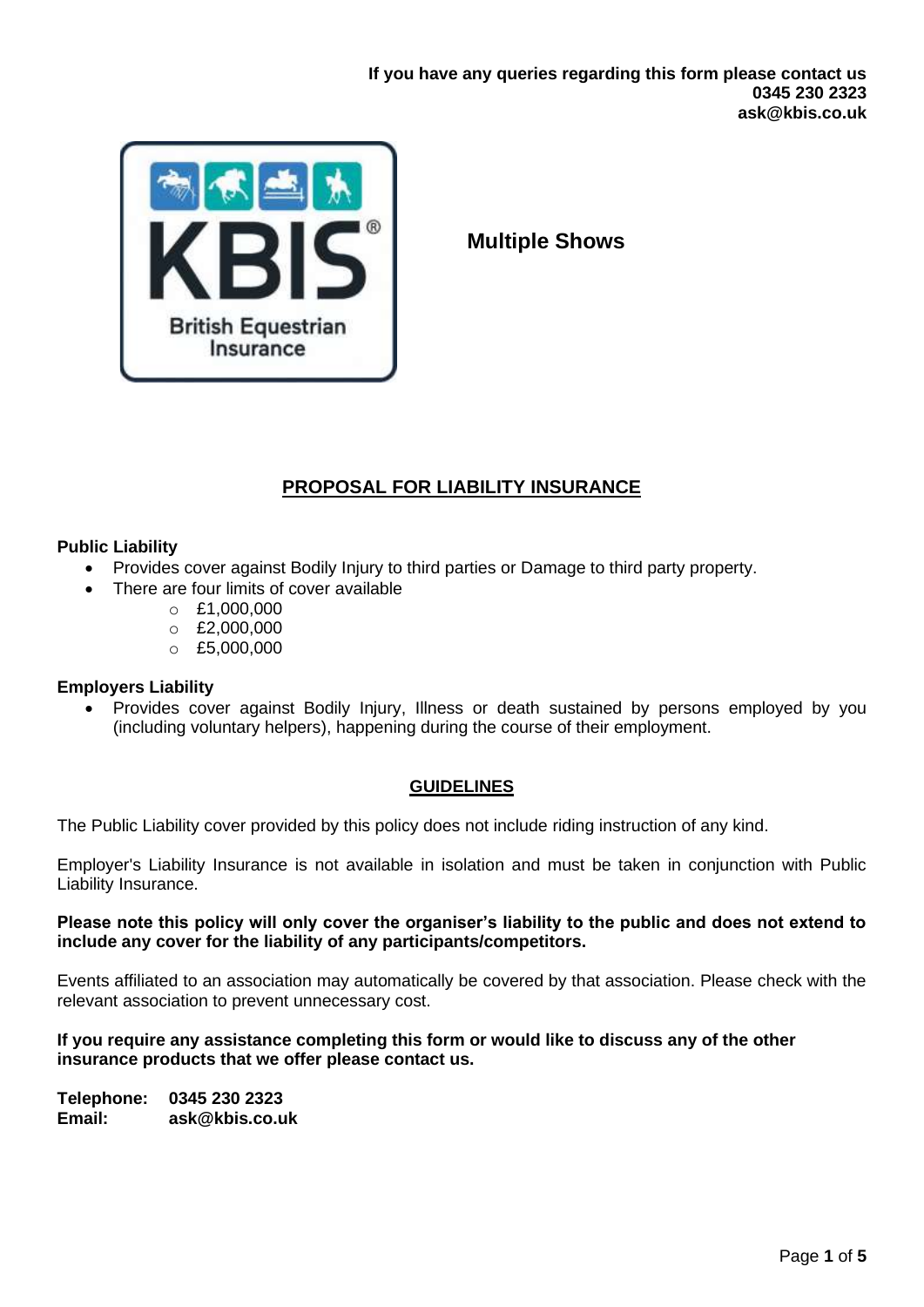**If you have any queries regarding this form please contact us**
**0345 230 2323**
**ask@kbis.co.uk**

KBIS®
British Equestrian Insurance

**Multiple Shows**

## PROPOSAL FOR LIABILITY INSURANCE

**Public Liability**

- Provides cover against Bodily Injury to third parties or Damage to third party property.
- There are four limits of cover available
  - £1,000,000
  - £2,000,000
  - £5,000,000

**Employers Liability**

- Provides cover against Bodily Injury, Illness or death sustained by persons employed by you (including voluntary helpers), happening during the course of their employment.

## GUIDELINES

The Public Liability cover provided by this policy does not include riding instruction of any kind.

Employer's Liability Insurance is not available in isolation and must be taken in conjunction with Public Liability Insurance.

**Please note this policy will only cover the organiser's liability to the public and does not extend to include any cover for the liability of any participants/competitors.**

Events affiliated to an association may automatically be covered by that association. Please check with the relevant association to prevent unnecessary cost.

**If you require any assistance completing this form or would like to discuss any of the other insurance products that we offer please contact us.**

**Telephone:** **0345 230 2323**
**Email:** **ask@kbis.co.uk**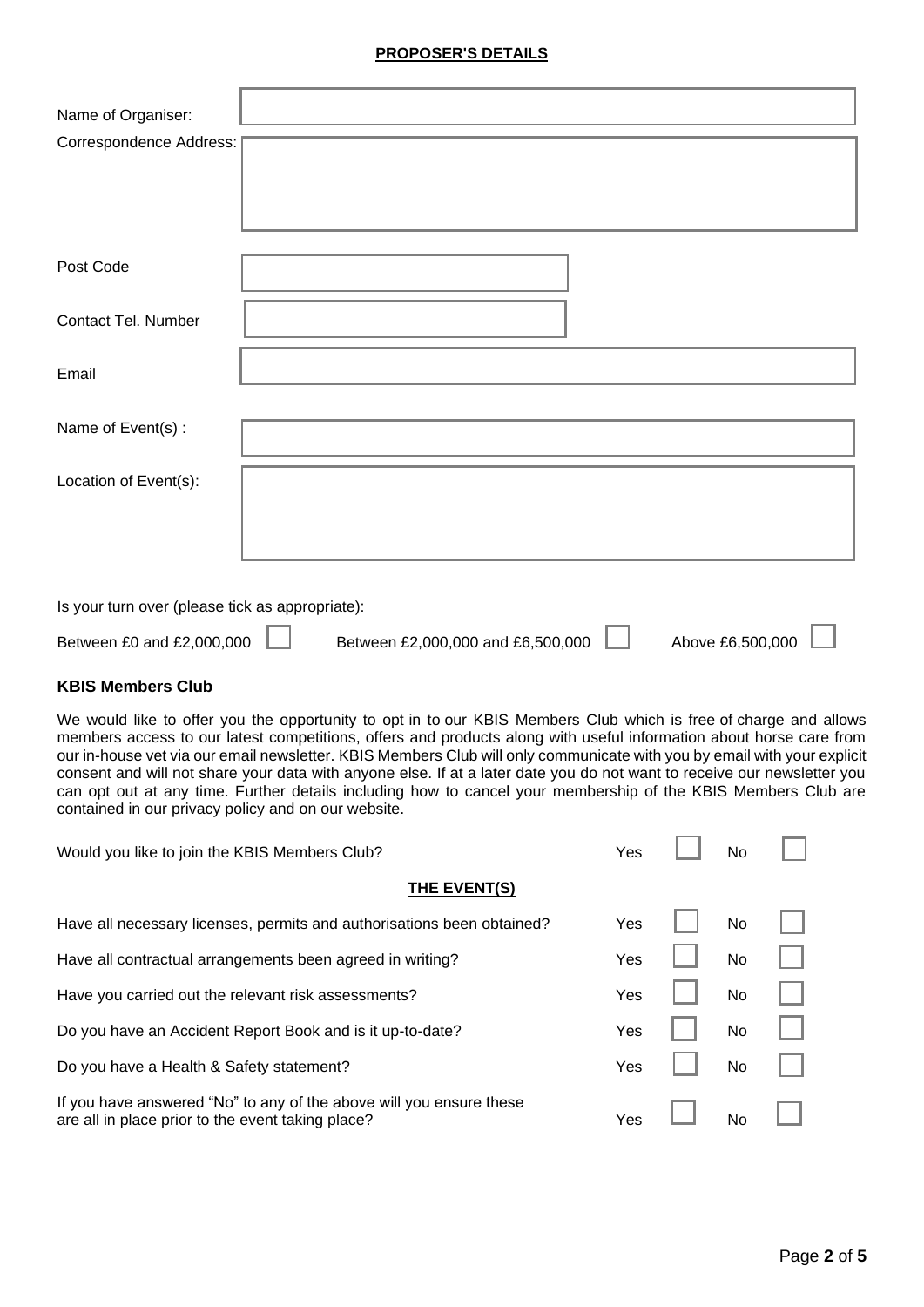## PROPOSER'S DETAILS

| | |
|---|---|
| Name of Organiser: | |
| Correspondence Address: | |
| Post Code | |
| Contact Tel. Number | |
| Email | |
| Name of Event(s) : | |
| Location of Event(s): | |

Is your turn over (please tick as appropriate):

Between £0 and £2,000,000 ☐ Between £2,000,000 and £6,500,000 ☐ Above £6,500,000 ☐

### KBIS Members Club

We would like to offer you the opportunity to opt in to our KBIS Members Club which is free of charge and allows members access to our latest competitions, offers and products along with useful information about horse care from our in-house vet via our email newsletter. KBIS Members Club will only communicate with you by email with your explicit consent and will not share your data with anyone else. If at a later date you do not want to receive our newsletter you can opt out at any time. Further details including how to cancel your membership of the KBIS Members Club are contained in our privacy policy and on our website.

Would you like to join the KBIS Members Club? Yes ☐ No ☐

## THE EVENT(S)

| | | | | |
|---|---|---|---|---|
| Have all necessary licenses, permits and authorisations been obtained? | Yes | ☐ | No | ☐ |
| Have all contractual arrangements been agreed in writing? | Yes | ☐ | No | ☐ |
| Have you carried out the relevant risk assessments? | Yes | ☐ | No | ☐ |
| Do you have an Accident Report Book and is it up-to-date? | Yes | ☐ | No | ☐ |
| Do you have a Health & Safety statement? | Yes | ☐ | No | ☐ |
| If you have answered "No" to any of the above will you ensure these are all in place prior to the event taking place? | Yes | ☐ | No | ☐ |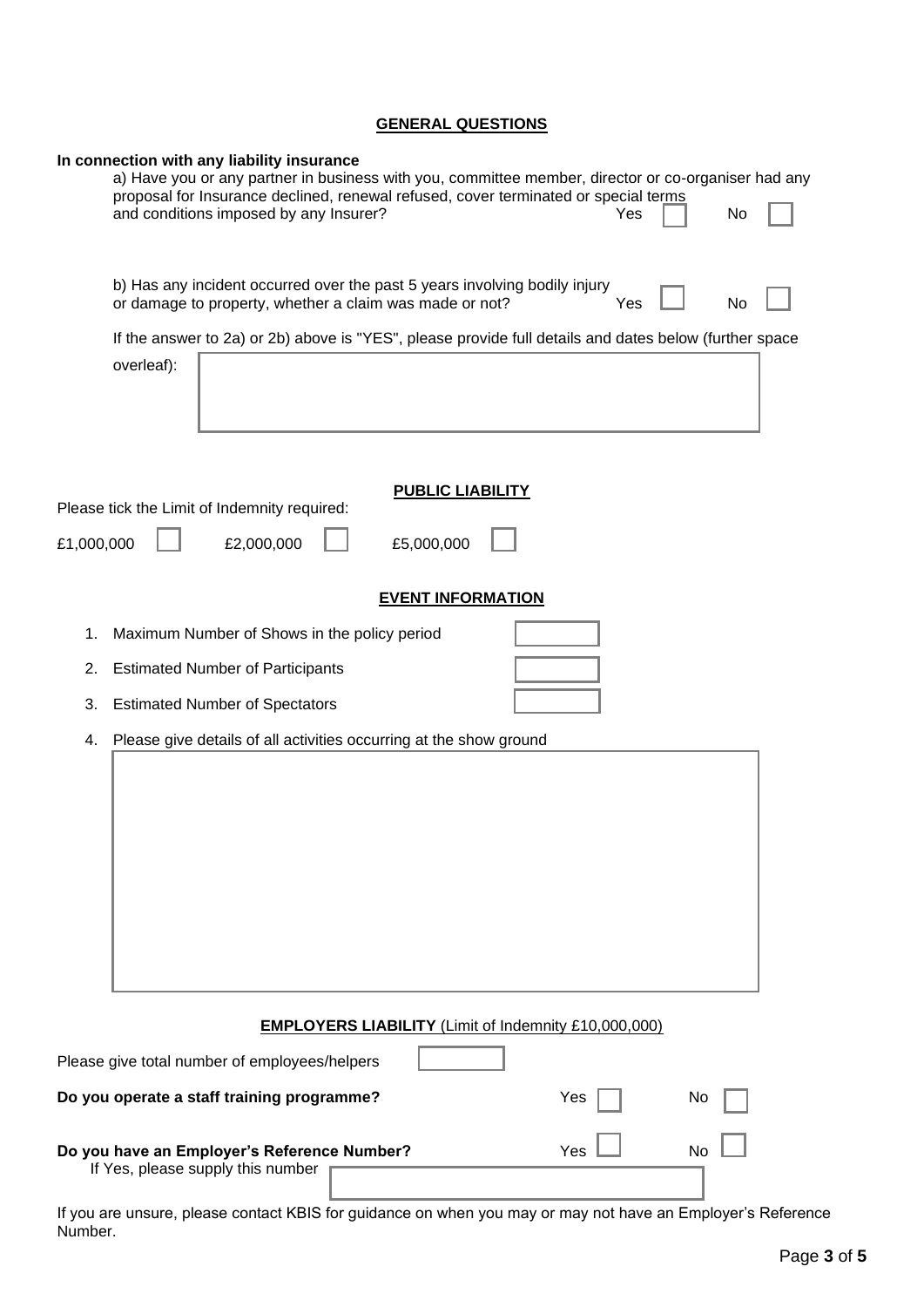## GENERAL QUESTIONS

**In connection with any liability insurance**

a) Have you or any partner in business with you, committee member, director or co-organiser had any proposal for Insurance declined, renewal refused, cover terminated or special terms and conditions imposed by any Insurer? Yes ☐ No ☐

b) Has any incident occurred over the past 5 years involving bodily injury or damage to property, whether a claim was made or not? Yes ☐ No ☐

If the answer to 2a) or 2b) above is "YES", please provide full details and dates below (further space overleaf):

## PUBLIC LIABILITY

Please tick the Limit of Indemnity required:

£1,000,000 ☐ £2,000,000 ☐ £5,000,000 ☐

## EVENT INFORMATION

1. Maximum Number of Shows in the policy period
2. Estimated Number of Participants
3. Estimated Number of Spectators
4. Please give details of all activities occurring at the show ground

## EMPLOYERS LIABILITY (Limit of Indemnity £10,000,000)

Please give total number of employees/helpers

**Do you operate a staff training programme?** Yes ☐ No ☐

**Do you have an Employer's Reference Number?** Yes ☐ No ☐

If Yes, please supply this number

If you are unsure, please contact KBIS for guidance on when you may or may not have an Employer's Reference Number.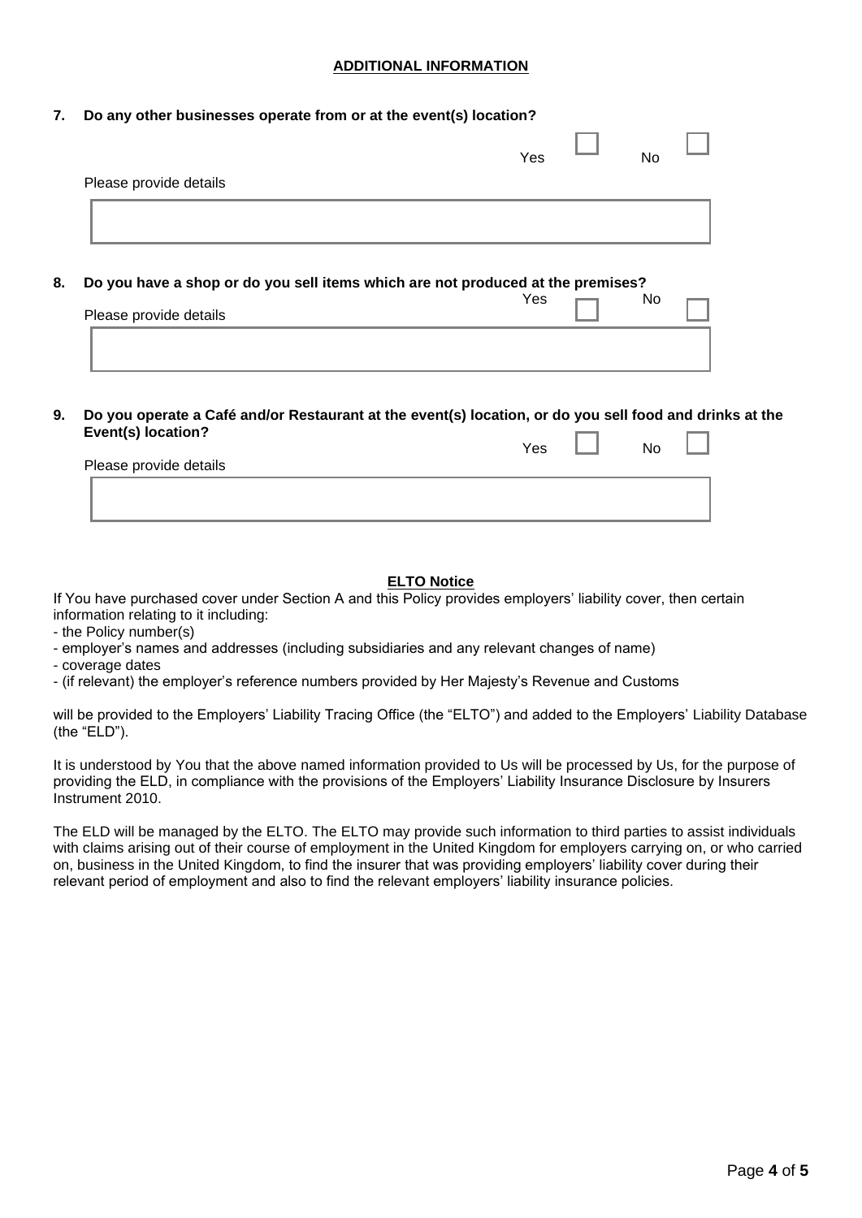## ADDITIONAL INFORMATION

**7. Do any other businesses operate from or at the event(s) location?**

Yes ☐ No ☐

Please provide details

**8. Do you have a shop or do you sell items which are not produced at the premises?**

Yes ☐ No ☐

Please provide details

**9. Do you operate a Café and/or Restaurant at the event(s) location, or do you sell food and drinks at the Event(s) location?**

Yes ☐ No ☐

Please provide details

## ELTO Notice

If You have purchased cover under Section A and this Policy provides employers' liability cover, then certain information relating to it including:

- the Policy number(s)
- employer's names and addresses (including subsidiaries and any relevant changes of name)
- coverage dates
- (if relevant) the employer's reference numbers provided by Her Majesty's Revenue and Customs

will be provided to the Employers' Liability Tracing Office (the "ELTO") and added to the Employers' Liability Database (the "ELD").

It is understood by You that the above named information provided to Us will be processed by Us, for the purpose of providing the ELD, in compliance with the provisions of the Employers' Liability Insurance Disclosure by Insurers Instrument 2010.

The ELD will be managed by the ELTO. The ELTO may provide such information to third parties to assist individuals with claims arising out of their course of employment in the United Kingdom for employers carrying on, or who carried on, business in the United Kingdom, to find the insurer that was providing employers' liability cover during their relevant period of employment and also to find the relevant employers' liability insurance policies.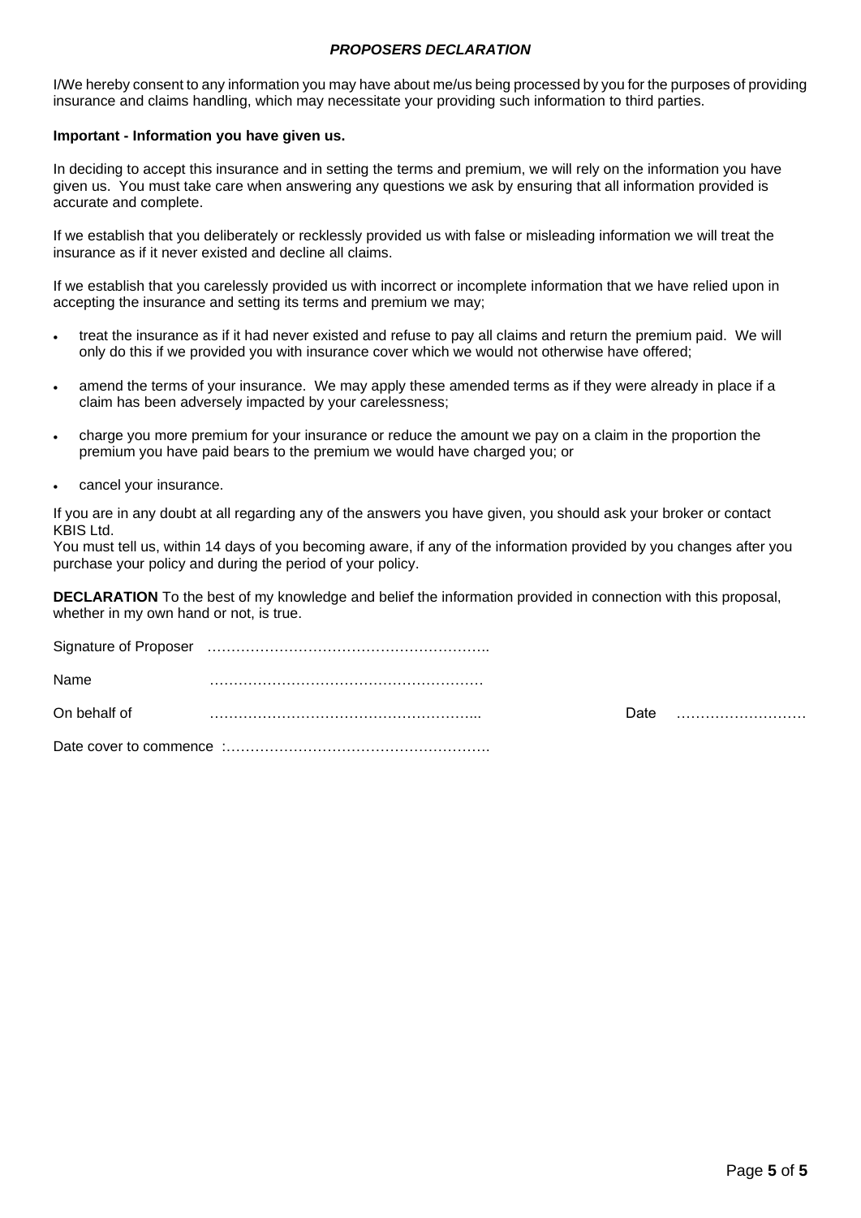## ***PROPOSERS DECLARATION***

I/We hereby consent to any information you may have about me/us being processed by you for the purposes of providing insurance and claims handling, which may necessitate your providing such information to third parties.

**Important - Information you have given us.**

In deciding to accept this insurance and in setting the terms and premium, we will rely on the information you have given us. You must take care when answering any questions we ask by ensuring that all information provided is accurate and complete.

If we establish that you deliberately or recklessly provided us with false or misleading information we will treat the insurance as if it never existed and decline all claims.

If we establish that you carelessly provided us with incorrect or incomplete information that we have relied upon in accepting the insurance and setting its terms and premium we may;

- treat the insurance as if it had never existed and refuse to pay all claims and return the premium paid. We will only do this if we provided you with insurance cover which we would not otherwise have offered;
- amend the terms of your insurance. We may apply these amended terms as if they were already in place if a claim has been adversely impacted by your carelessness;
- charge you more premium for your insurance or reduce the amount we pay on a claim in the proportion the premium you have paid bears to the premium we would have charged you; or
- cancel your insurance.

If you are in any doubt at all regarding any of the answers you have given, you should ask your broker or contact KBIS Ltd.
You must tell us, within 14 days of you becoming aware, if any of the information provided by you changes after you purchase your policy and during the period of your policy.

**DECLARATION** To the best of my knowledge and belief the information provided in connection with this proposal, whether in my own hand or not, is true.

Signature of Proposer ………………………………………………….

Name ………………………………………………….

On behalf of ………………………………………………….    Date ………………………

Date cover to commence :……………………………………………….